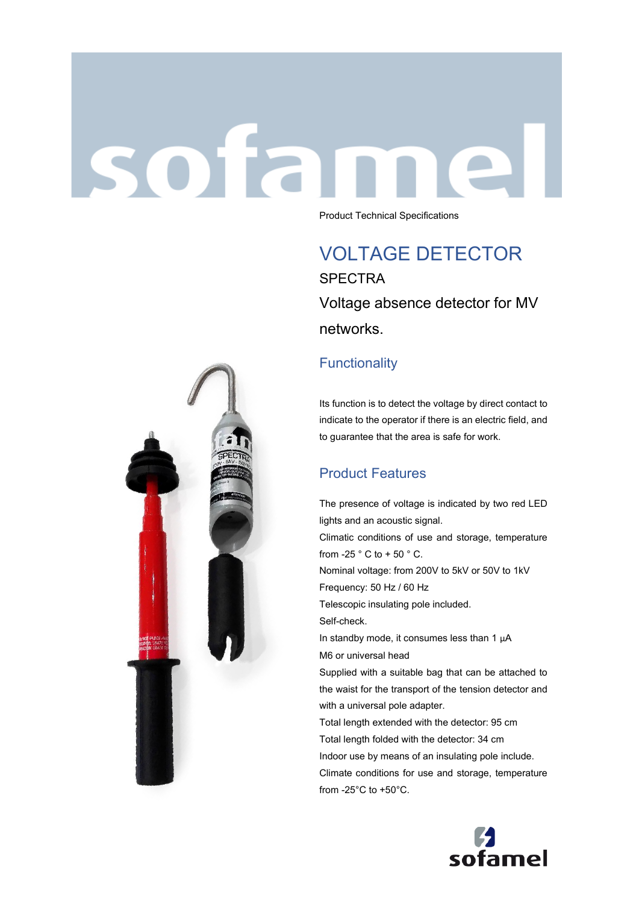Product Technical Specifications

# VOLTAGE DETECTOR

SPECTRA

Voltage absence detector for MV networks.

## Functionality

Its function is to detect the voltage by direct contact to indicate to the operator if there is an electric field, and to guarantee that the area is safe for work.

## Product Features

The presence of voltage is indicated by two red LED lights and an acoustic signal.
Climatic conditions of use and storage, temperature from -25 ° C to + 50 ° C.
Nominal voltage: from 200V to 5kV or 50V to 1kV
Frequency: 50 Hz / 60 Hz
Telescopic insulating pole included.
Self-check.
In standby mode, it consumes less than 1 µA
M6 or universal head
Supplied with a suitable bag that can be attached to the waist for the transport of the tension detector and with a universal pole adapter.
Total length extended with the detector: 95 cm
Total length folded with the detector: 34 cm
Indoor use by means of an insulating pole include.
Climate conditions for use and storage, temperature from -25°C to +50°C.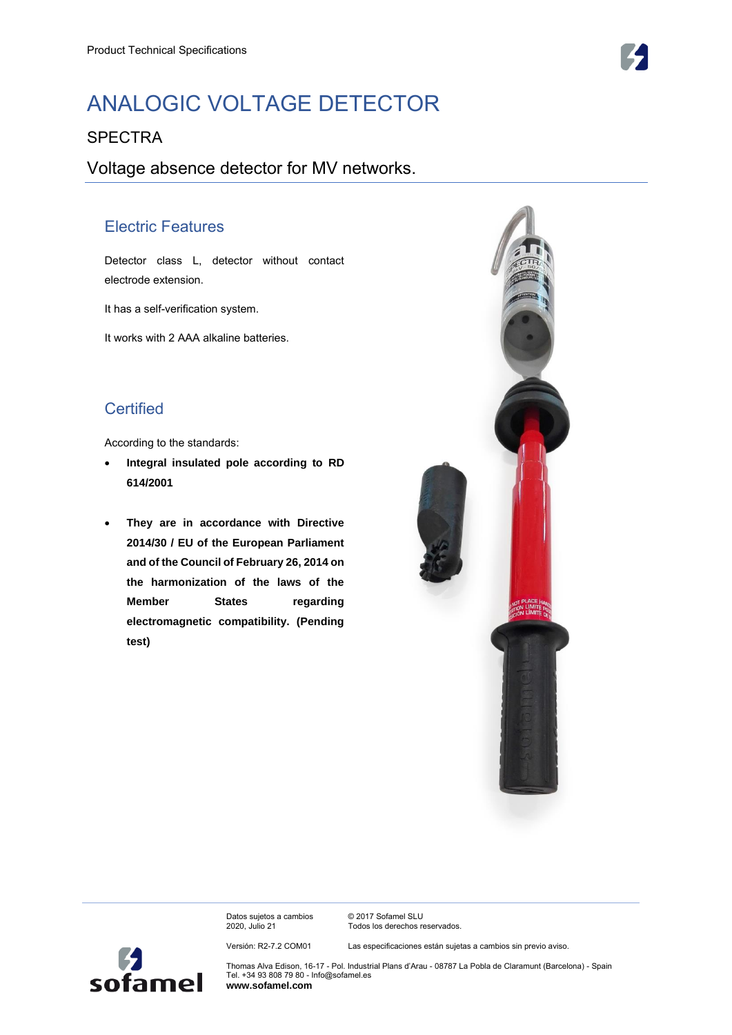# ANALOGIC VOLTAGE DETECTOR

## SPECTRA

Voltage absence detector for MV networks.

### Electric Features

Detector class L, detector without contact electrode extension.

It has a self-verification system.

It works with 2 AAA alkaline batteries.

### Certified

According to the standards:

- **Integral insulated pole according to RD 614/2001**
- **They are in accordance with Directive 2014/30 / EU of the European Parliament and of the Council of February 26, 2014 on the harmonization of the laws of the Member States regarding electromagnetic compatibility. (Pending test)**

Datos sujetos a cambios
2020, Julio 21

© 2017 Sofamel SLU
Todos los derechos reservados.

Versión: R2-7.2 COM01

Las especificaciones están sujetas a cambios sin previo aviso.

Thomas Alva Edison, 16-17 - Pol. Industrial Plans d'Arau - 08787 La Pobla de Claramunt (Barcelona) - Spain
Tel. +34 93 808 79 80 - Info@sofamel.es
**www.sofamel.com**